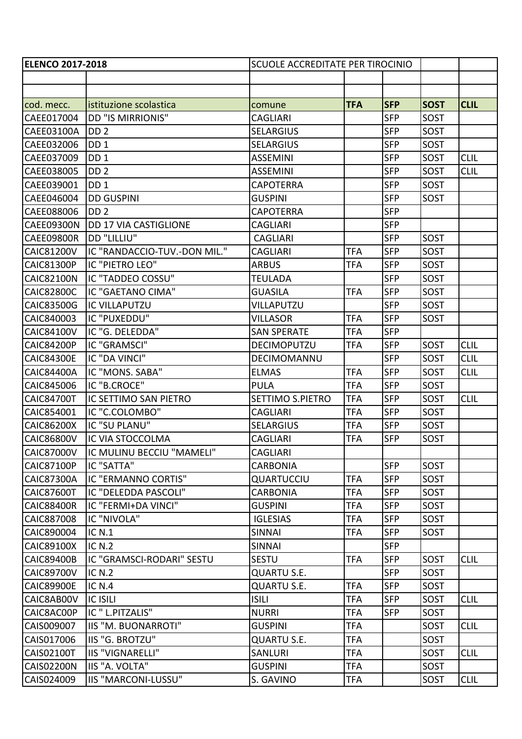| ELENCO 2017-2018 | | SCUOLE ACCREDITATE PER TIROCINIO | | | | |
|---|---|---|---|---|---|---|
| | | | | | | |
| | | | | | | |
| cod. mecc. | istituzione scolastica | comune | **TFA** | **SFP** | **SOST** | **CLIL** |
| CAEE017004 | DD "IS MIRRIONIS" | CAGLIARI | | SFP | SOST | |
| CAEE03100A | DD 2 | SELARGIUS | | SFP | SOST | |
| CAEE032006 | DD 1 | SELARGIUS | | SFP | SOST | |
| CAEE037009 | DD 1 | ASSEMINI | | SFP | SOST | CLIL |
| CAEE038005 | DD 2 | ASSEMINI | | SFP | SOST | CLIL |
| CAEE039001 | DD 1 | CAPOTERRA | | SFP | SOST | |
| CAEE046004 | DD GUSPINI | GUSPINI | | SFP | SOST | |
| CAEE088006 | DD 2 | CAPOTERRA | | SFP | | |
| CAEE09300N | DD 17 VIA CASTIGLIONE | CAGLIARI | | SFP | | |
| CAEE09800R | DD "LILLIU" | CAGLIARI | | SFP | SOST | |
| CAIC81200V | IC "RANDACCIO-TUV.-DON MIL." | CAGLIARI | TFA | SFP | SOST | |
| CAIC81300P | IC "PIETRO LEO" | ARBUS | TFA | SFP | SOST | |
| CAIC82100N | IC "TADDEO COSSU" | TEULADA | | SFP | SOST | |
| CAIC82800C | IC "GAETANO CIMA" | GUASILA | TFA | SFP | SOST | |
| CAIC83500G | IC VILLAPUTZU | VILLAPUTZU | | SFP | SOST | |
| CAIC840003 | IC "PUXEDDU" | VILLASOR | TFA | SFP | SOST | |
| CAIC84100V | IC "G. DELEDDA" | SAN SPERATE | TFA | SFP | | |
| CAIC84200P | IC "GRAMSCI" | DECIMOPUTZU | TFA | SFP | SOST | CLIL |
| CAIC84300E | IC "DA VINCI" | DECIMOMANNU | | SFP | SOST | CLIL |
| CAIC84400A | IC "MONS. SABA" | ELMAS | TFA | SFP | SOST | CLIL |
| CAIC845006 | IC "B.CROCE" | PULA | TFA | SFP | SOST | |
| CAIC84700T | IC SETTIMO SAN PIETRO | SETTIMO S.PIETRO | TFA | SFP | SOST | CLIL |
| CAIC854001 | IC "C.COLOMBO" | CAGLIARI | TFA | SFP | SOST | |
| CAIC86200X | IC "SU PLANU" | SELARGIUS | TFA | SFP | SOST | |
| CAIC86800V | IC VIA STOCCOLMA | CAGLIARI | TFA | SFP | SOST | |
| CAIC87000V | IC MULINU BECCIU "MAMELI" | CAGLIARI | | | | |
| CAIC87100P | IC "SATTA" | CARBONIA | | SFP | SOST | |
| CAIC87300A | IC "ERMANNO CORTIS" | QUARTUCCIU | TFA | SFP | SOST | |
| CAIC87600T | IC "DELEDDA PASCOLI" | CARBONIA | TFA | SFP | SOST | |
| CAIC88400R | IC "FERMI+DA VINCI" | GUSPINI | TFA | SFP | SOST | |
| CAIC887008 | IC "NIVOLA" | IGLESIAS | TFA | SFP | SOST | |
| CAIC890004 | IC N.1 | SINNAI | TFA | SFP | SOST | |
| CAIC89100X | IC N.2 | SINNAI | | SFP | | |
| CAIC89400B | IC "GRAMSCI-RODARI" SESTU | SESTU | TFA | SFP | SOST | CLIL |
| CAIC89700V | IC N.2 | QUARTU S.E. | | SFP | SOST | |
| CAIC89900E | IC N.4 | QUARTU S.E. | TFA | SFP | SOST | |
| CAIC8AB00V | IC ISILI | ISILI | TFA | SFP | SOST | CLIL |
| CAIC8AC00P | IC " L.PITZALIS" | NURRI | TFA | SFP | SOST | |
| CAIS009007 | IIS "M. BUONARROTI" | GUSPINI | TFA | | SOST | CLIL |
| CAIS017006 | IIS "G. BROTZU" | QUARTU S.E. | TFA | | SOST | |
| CAIS02100T | IIS "VIGNARELLI" | SANLURI | TFA | | SOST | CLIL |
| CAIS02200N | IIS "A. VOLTA" | GUSPINI | TFA | | SOST | |
| CAIS024009 | IIS "MARCONI-LUSSU" | S. GAVINO | TFA | | SOST | CLIL |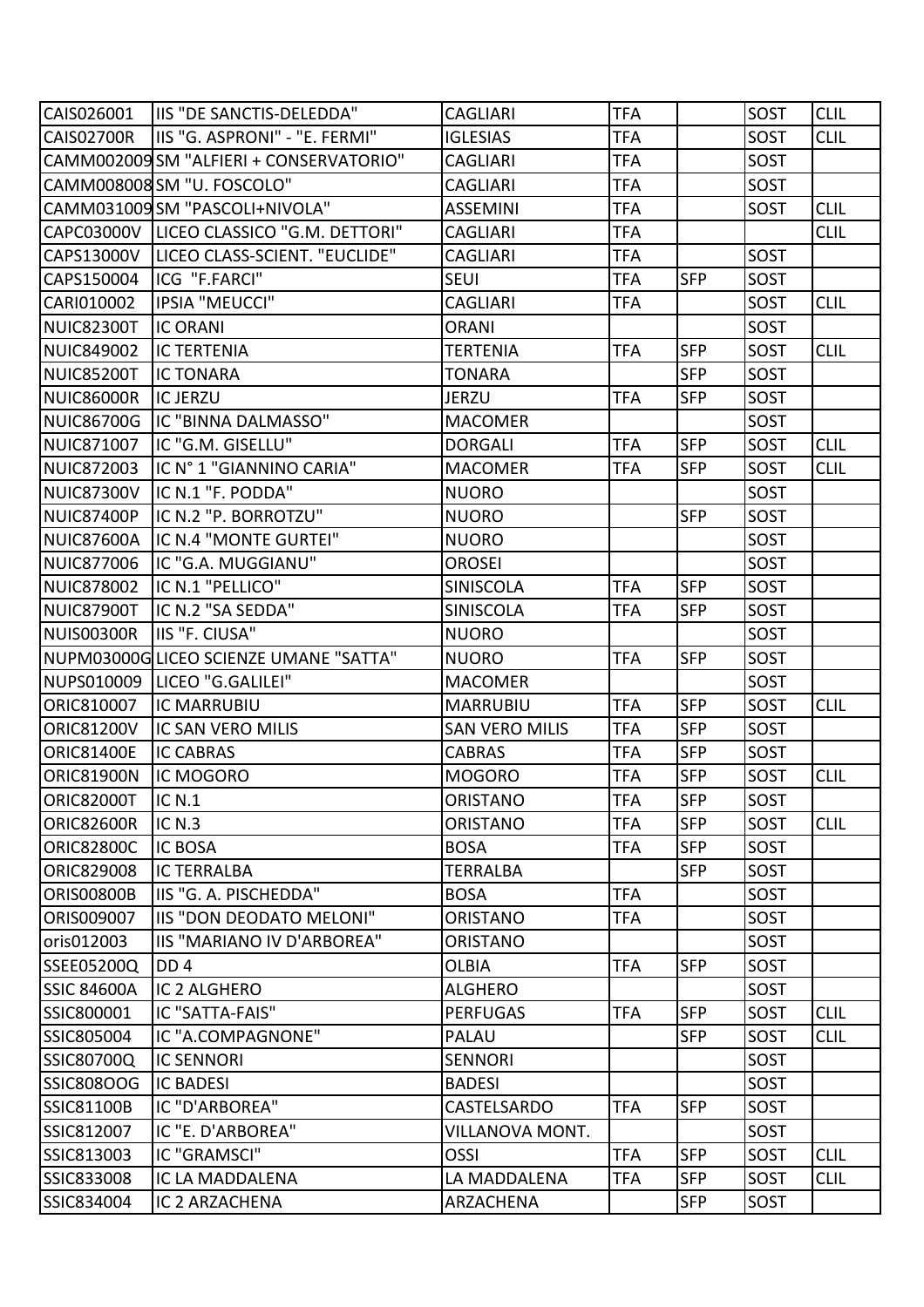| CAIS026001 | IIS "DE SANCTIS-DELEDDA" | CAGLIARI | TFA | | SOST | CLIL |
|---|---|---|---|---|---|---|
| CAIS02700R | IIS "G. ASPRONI" - "E. FERMI" | IGLESIAS | TFA | | SOST | CLIL |
| CAMM002009 | SM "ALFIERI + CONSERVATORIO" | CAGLIARI | TFA | | SOST | |
| CAMM008008 | SM "U. FOSCOLO" | CAGLIARI | TFA | | SOST | |
| CAMM031009 | SM "PASCOLI+NIVOLA" | ASSEMINI | TFA | | SOST | CLIL |
| CAPC03000V | LICEO CLASSICO "G.M. DETTORI" | CAGLIARI | TFA | | | CLIL |
| CAPS13000V | LICEO CLASS-SCIENT. "EUCLIDE" | CAGLIARI | TFA | | SOST | |
| CAPS150004 | ICG "F.FARCI" | SEUI | TFA | SFP | SOST | |
| CARI010002 | IPSIA "MEUCCI" | CAGLIARI | TFA | | SOST | CLIL |
| NUIC82300T | IC ORANI | ORANI | | | SOST | |
| NUIC849002 | IC TERTENIA | TERTENIA | TFA | SFP | SOST | CLIL |
| NUIC85200T | IC TONARA | TONARA | | SFP | SOST | |
| NUIC86000R | IC JERZU | JERZU | TFA | SFP | SOST | |
| NUIC86700G | IC "BINNA DALMASSO" | MACOMER | | | SOST | |
| NUIC871007 | IC "G.M. GISELLU" | DORGALI | TFA | SFP | SOST | CLIL |
| NUIC872003 | IC N° 1 "GIANNINO CARIA" | MACOMER | TFA | SFP | SOST | CLIL |
| NUIC87300V | IC N.1 "F. PODDA" | NUORO | | | SOST | |
| NUIC87400P | IC N.2 "P. BORROTZU" | NUORO | | SFP | SOST | |
| NUIC87600A | IC N.4 "MONTE GURTEI" | NUORO | | | SOST | |
| NUIC877006 | IC "G.A. MUGGIANU" | OROSEI | | | SOST | |
| NUIC878002 | IC N.1 "PELLICO" | SINISCOLA | TFA | SFP | SOST | |
| NUIC87900T | IC N.2 "SA SEDDA" | SINISCOLA | TFA | SFP | SOST | |
| NUIS00300R | IIS "F. CIUSA" | NUORO | | | SOST | |
| NUPM03000G | LICEO SCIENZE UMANE "SATTA" | NUORO | TFA | SFP | SOST | |
| NUPS010009 | LICEO "G.GALILEI" | MACOMER | | | SOST | |
| ORIC810007 | IC MARRUBIU | MARRUBIU | TFA | SFP | SOST | CLIL |
| ORIC81200V | IC SAN VERO MILIS | SAN VERO MILIS | TFA | SFP | SOST | |
| ORIC81400E | IC CABRAS | CABRAS | TFA | SFP | SOST | |
| ORIC81900N | IC MOGORO | MOGORO | TFA | SFP | SOST | CLIL |
| ORIC82000T | IC N.1 | ORISTANO | TFA | SFP | SOST | |
| ORIC82600R | IC N.3 | ORISTANO | TFA | SFP | SOST | CLIL |
| ORIC82800C | IC BOSA | BOSA | TFA | SFP | SOST | |
| ORIC829008 | IC TERRALBA | TERRALBA | | SFP | SOST | |
| ORIS00800B | IIS "G. A. PISCHEDDA" | BOSA | TFA | | SOST | |
| ORIS009007 | IIS "DON DEODATO MELONI" | ORISTANO | TFA | | SOST | |
| oris012003 | IIS "MARIANO IV D'ARBOREA" | ORISTANO | | | SOST | |
| SSEE05200Q | DD 4 | OLBIA | TFA | SFP | SOST | |
| SSIC 84600A | IC 2 ALGHERO | ALGHERO | | | SOST | |
| SSIC800001 | IC "SATTA-FAIS" | PERFUGAS | TFA | SFP | SOST | CLIL |
| SSIC805004 | IC "A.COMPAGNONE" | PALAU | | SFP | SOST | CLIL |
| SSIC80700Q | IC SENNORI | SENNORI | | | SOST | |
| SSIC808OOG | IC BADESI | BADESI | | | SOST | |
| SSIC81100B | IC "D'ARBOREA" | CASTELSARDO | TFA | SFP | SOST | |
| SSIC812007 | IC "E. D'ARBOREA" | VILLANOVA MONT. | | | SOST | |
| SSIC813003 | IC "GRAMSCI" | OSSI | TFA | SFP | SOST | CLIL |
| SSIC833008 | IC LA MADDALENA | LA MADDALENA | TFA | SFP | SOST | CLIL |
| SSIC834004 | IC 2 ARZACHENA | ARZACHENA | | SFP | SOST | |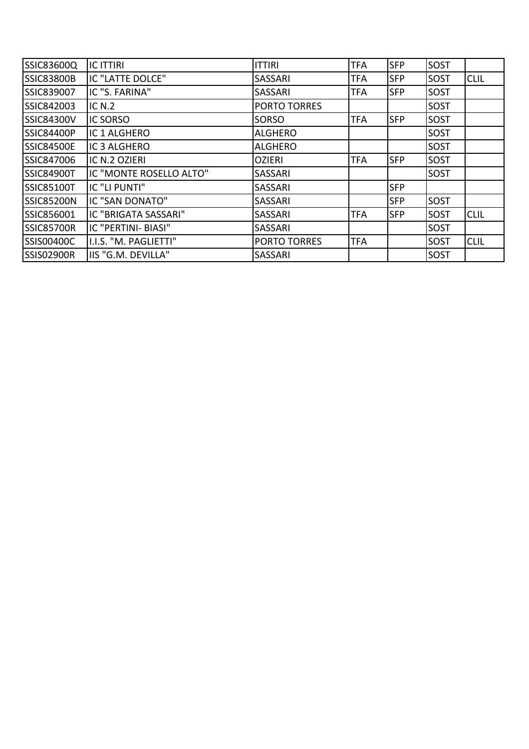| | | | | | | |
|---|---|---|---|---|---|---|
| SSIC83600Q | IC ITTIRI | ITTIRI | TFA | SFP | SOST | |
| SSIC83800B | IC "LATTE DOLCE" | SASSARI | TFA | SFP | SOST | CLIL |
| SSIC839007 | IC "S. FARINA" | SASSARI | TFA | SFP | SOST | |
| SSIC842003 | IC N.2 | PORTO TORRES | | | SOST | |
| SSIC84300V | IC SORSO | SORSO | TFA | SFP | SOST | |
| SSIC84400P | IC 1 ALGHERO | ALGHERO | | | SOST | |
| SSIC84500E | IC 3 ALGHERO | ALGHERO | | | SOST | |
| SSIC847006 | IC N.2 OZIERI | OZIERI | TFA | SFP | SOST | |
| SSIC84900T | IC "MONTE ROSELLO ALTO" | SASSARI | | | SOST | |
| SSIC85100T | IC "LI PUNTI" | SASSARI | | SFP | | |
| SSIC85200N | IC "SAN DONATO" | SASSARI | | SFP | SOST | |
| SSIC856001 | IC "BRIGATA SASSARI" | SASSARI | TFA | SFP | SOST | CLIL |
| SSIC85700R | IC "PERTINI- BIASI" | SASSARI | | | SOST | |
| SSIS00400C | I.I.S. "M. PAGLIETTI" | PORTO TORRES | TFA | | SOST | CLIL |
| SSIS02900R | IIS "G.M. DEVILLA" | SASSARI | | | SOST | |